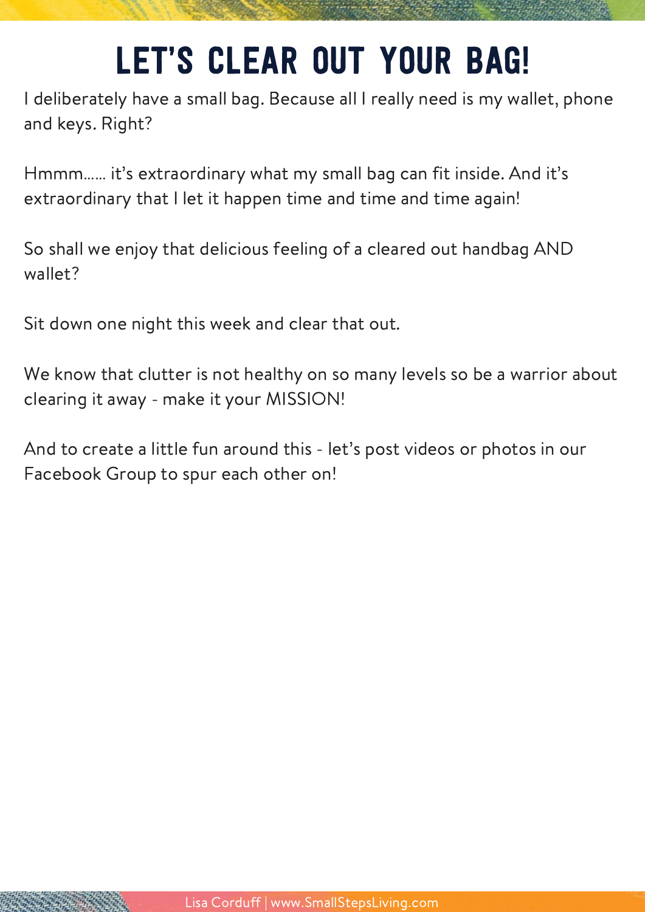# LET'S CLEAR OUT YOUR BAG!

I deliberately have a small bag. Because all I really need is my wallet, phone and keys. Right?

Hmmm...... it's extraordinary what my small bag can fit inside. And it's extraordinary that I let it happen time and time and time again!

So shall we enjoy that delicious feeling of a cleared out handbag AND wallet?

Sit down one night this week and clear that out.

We know that clutter is not healthy on so many levels so be a warrior about clearing it away - make it your MISSION!

And to create a little fun around this - let's post videos or photos in our Facebook Group to spur each other on!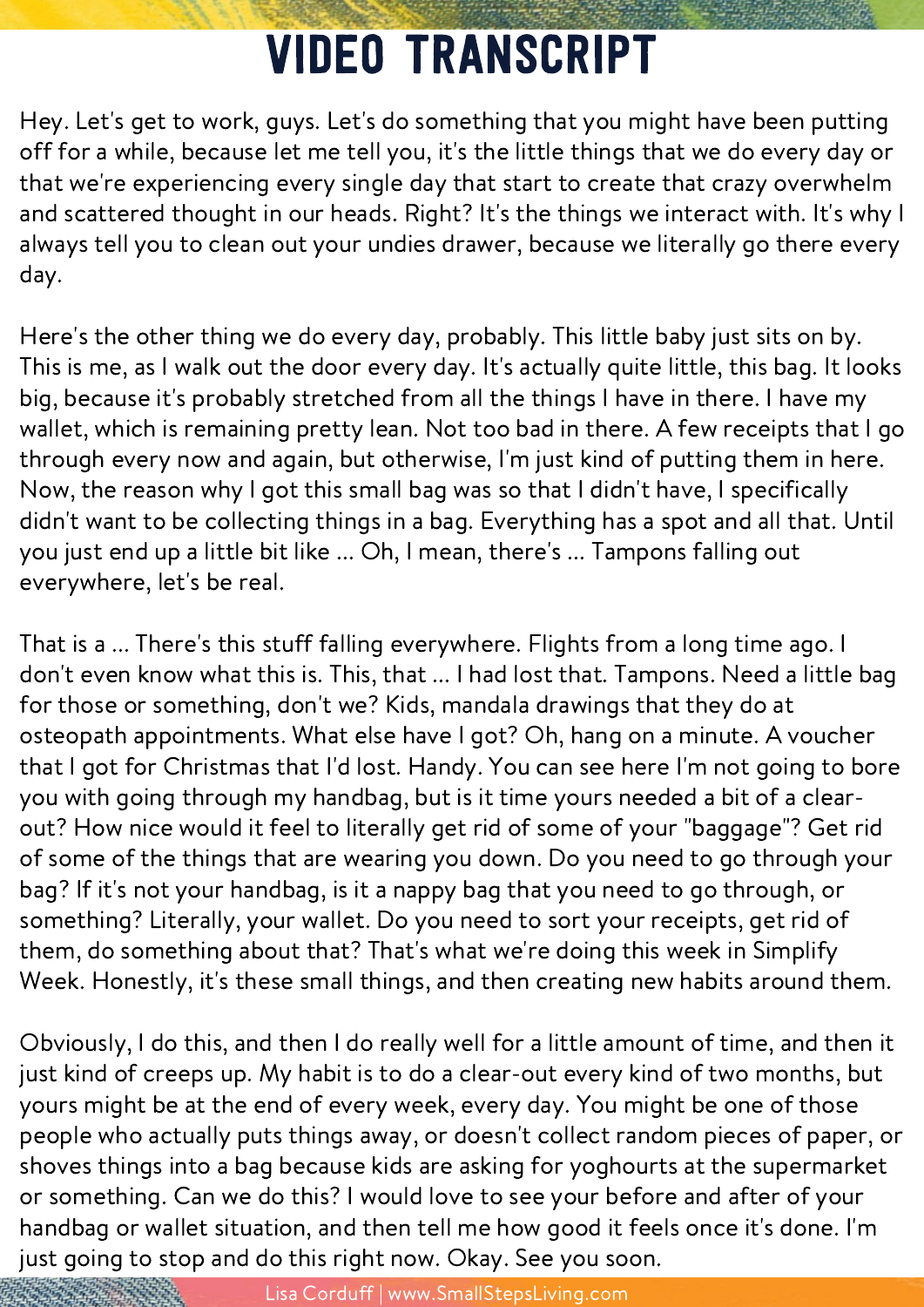# VIDEO TRANSCRIPT

Hey. Let's get to work, guys. Let's do something that you might have been putting off for a while, because let me tell you, it's the little things that we do every day or that we're experiencing every single day that start to create that crazy overwhelm and scattered thought in our heads. Right? It's the things we interact with. It's why I always tell you to clean out your undies drawer, because we literally go there every day.

Here's the other thing we do every day, probably. This little baby just sits on by. This is me, as I walk out the door every day. It's actually quite little, this bag. It looks big, because it's probably stretched from all the things I have in there. I have my wallet, which is remaining pretty lean. Not too bad in there. A few receipts that I go through every now and again, but otherwise, I'm just kind of putting them in here. Now, the reason why I got this small bag was so that I didn't have, I specifically didn't want to be collecting things in a bag. Everything has a spot and all that. Until you just end up a little bit like ... Oh, I mean, there's ... Tampons falling out everywhere, let's be real.

That is a ... There's this stuff falling everywhere. Flights from a long time ago. I don't even know what this is. This, that ... I had lost that. Tampons. Need a little bag for those or something, don't we? Kids, mandala drawings that they do at osteopath appointments. What else have I got? Oh, hang on a minute. A voucher that I got for Christmas that I'd lost. Handy. You can see here I'm not going to bore you with going through my handbag, but is it time yours needed a bit of a clear-out? How nice would it feel to literally get rid of some of your "baggage"? Get rid of some of the things that are wearing you down. Do you need to go through your bag? If it's not your handbag, is it a nappy bag that you need to go through, or something? Literally, your wallet. Do you need to sort your receipts, get rid of them, do something about that? That's what we're doing this week in Simplify Week. Honestly, it's these small things, and then creating new habits around them.

Obviously, I do this, and then I do really well for a little amount of time, and then it just kind of creeps up. My habit is to do a clear-out every kind of two months, but yours might be at the end of every week, every day. You might be one of those people who actually puts things away, or doesn't collect random pieces of paper, or shoves things into a bag because kids are asking for yoghourts at the supermarket or something. Can we do this? I would love to see your before and after of your handbag or wallet situation, and then tell me how good it feels once it's done. I'm just going to stop and do this right now. Okay. See you soon.